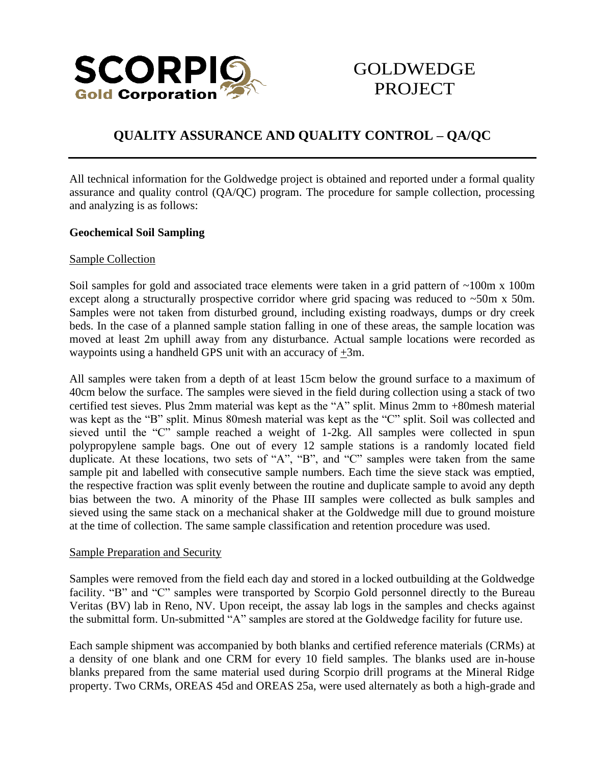SCORPIO Gold Corporation

GOLDWEDGE PROJECT

# QUALITY ASSURANCE AND QUALITY CONTROL – QA/QC

All technical information for the Goldwedge project is obtained and reported under a formal quality assurance and quality control (QA/QC) program. The procedure for sample collection, processing and analyzing is as follows:

## Geochemical Soil Sampling

### Sample Collection

Soil samples for gold and associated trace elements were taken in a grid pattern of ~100m x 100m except along a structurally prospective corridor where grid spacing was reduced to ~50m x 50m. Samples were not taken from disturbed ground, including existing roadways, dumps or dry creek beds. In the case of a planned sample station falling in one of these areas, the sample location was moved at least 2m uphill away from any disturbance. Actual sample locations were recorded as waypoints using a handheld GPS unit with an accuracy of ±3m.

All samples were taken from a depth of at least 15cm below the ground surface to a maximum of 40cm below the surface. The samples were sieved in the field during collection using a stack of two certified test sieves. Plus 2mm material was kept as the "A" split. Minus 2mm to +80mesh material was kept as the "B" split. Minus 80mesh material was kept as the "C" split. Soil was collected and sieved until the "C" sample reached a weight of 1-2kg. All samples were collected in spun polypropylene sample bags. One out of every 12 sample stations is a randomly located field duplicate. At these locations, two sets of "A", "B", and "C" samples were taken from the same sample pit and labelled with consecutive sample numbers. Each time the sieve stack was emptied, the respective fraction was split evenly between the routine and duplicate sample to avoid any depth bias between the two. A minority of the Phase III samples were collected as bulk samples and sieved using the same stack on a mechanical shaker at the Goldwedge mill due to ground moisture at the time of collection. The same sample classification and retention procedure was used.

### Sample Preparation and Security

Samples were removed from the field each day and stored in a locked outbuilding at the Goldwedge facility. "B" and "C" samples were transported by Scorpio Gold personnel directly to the Bureau Veritas (BV) lab in Reno, NV. Upon receipt, the assay lab logs in the samples and checks against the submittal form. Un-submitted "A" samples are stored at the Goldwedge facility for future use.

Each sample shipment was accompanied by both blanks and certified reference materials (CRMs) at a density of one blank and one CRM for every 10 field samples. The blanks used are in-house blanks prepared from the same material used during Scorpio drill programs at the Mineral Ridge property. Two CRMs, OREAS 45d and OREAS 25a, were used alternately as both a high-grade and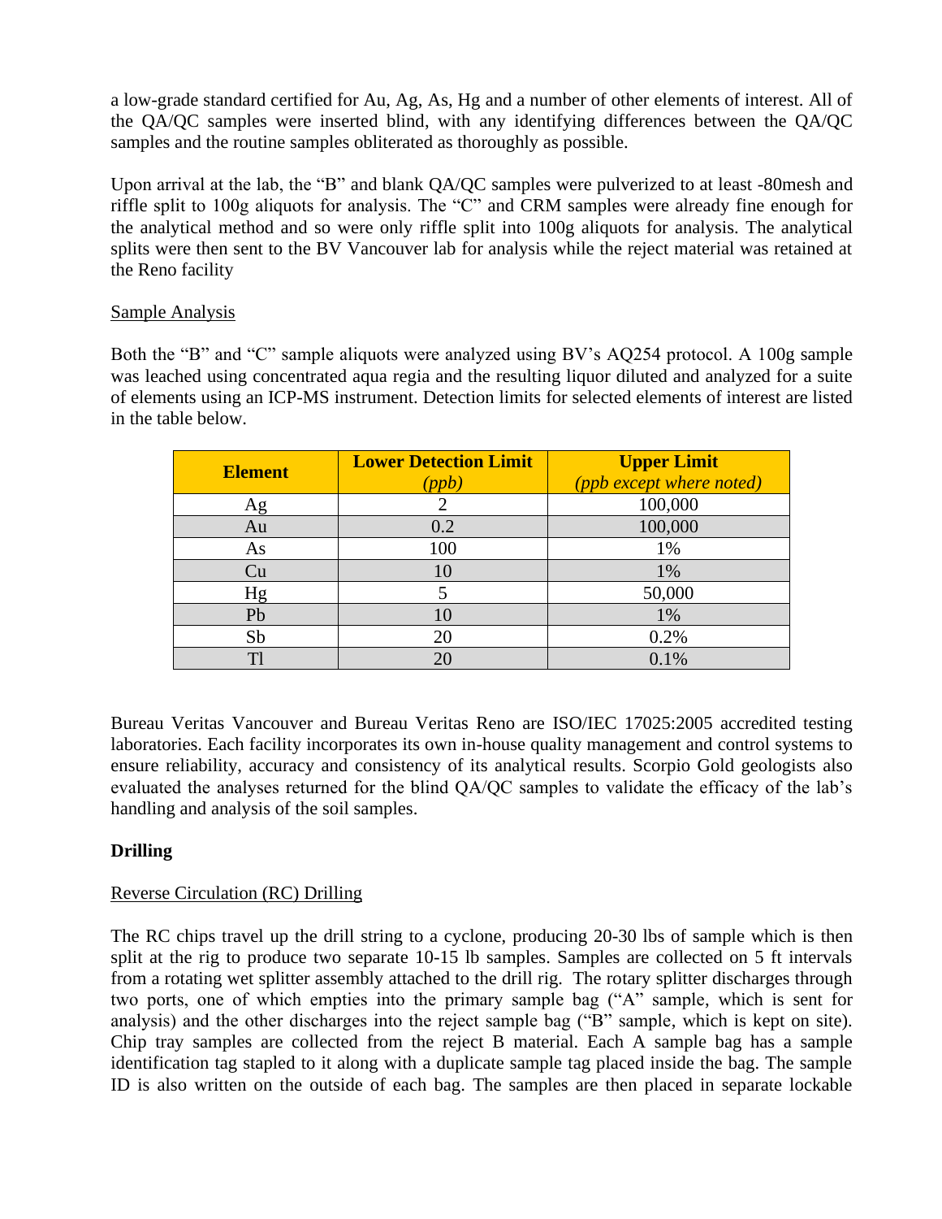a low-grade standard certified for Au, Ag, As, Hg and a number of other elements of interest. All of the QA/QC samples were inserted blind, with any identifying differences between the QA/QC samples and the routine samples obliterated as thoroughly as possible.

Upon arrival at the lab, the "B" and blank QA/QC samples were pulverized to at least -80mesh and riffle split to 100g aliquots for analysis. The "C" and CRM samples were already fine enough for the analytical method and so were only riffle split into 100g aliquots for analysis. The analytical splits were then sent to the BV Vancouver lab for analysis while the reject material was retained at the Reno facility

<u>Sample Analysis</u>

Both the "B" and "C" sample aliquots were analyzed using BV's AQ254 protocol. A 100g sample was leached using concentrated aqua regia and the resulting liquor diluted and analyzed for a suite of elements using an ICP-MS instrument. Detection limits for selected elements of interest are listed in the table below.

| Element | Lower Detection Limit *(ppb)* | Upper Limit *(ppb except where noted)* |
|---|---|---|
| Ag | 2 | 100,000 |
| Au | 0.2 | 100,000 |
| As | 100 | 1% |
| Cu | 10 | 1% |
| Hg | 5 | 50,000 |
| Pb | 10 | 1% |
| Sb | 20 | 0.2% |
| Tl | 20 | 0.1% |

Bureau Veritas Vancouver and Bureau Veritas Reno are ISO/IEC 17025:2005 accredited testing laboratories. Each facility incorporates its own in-house quality management and control systems to ensure reliability, accuracy and consistency of its analytical results. Scorpio Gold geologists also evaluated the analyses returned for the blind QA/QC samples to validate the efficacy of the lab's handling and analysis of the soil samples.

**Drilling**

<u>Reverse Circulation (RC) Drilling</u>

The RC chips travel up the drill string to a cyclone, producing 20-30 lbs of sample which is then split at the rig to produce two separate 10-15 lb samples. Samples are collected on 5 ft intervals from a rotating wet splitter assembly attached to the drill rig. The rotary splitter discharges through two ports, one of which empties into the primary sample bag ("A" sample, which is sent for analysis) and the other discharges into the reject sample bag ("B" sample, which is kept on site). Chip tray samples are collected from the reject B material. Each A sample bag has a sample identification tag stapled to it along with a duplicate sample tag placed inside the bag. The sample ID is also written on the outside of each bag. The samples are then placed in separate lockable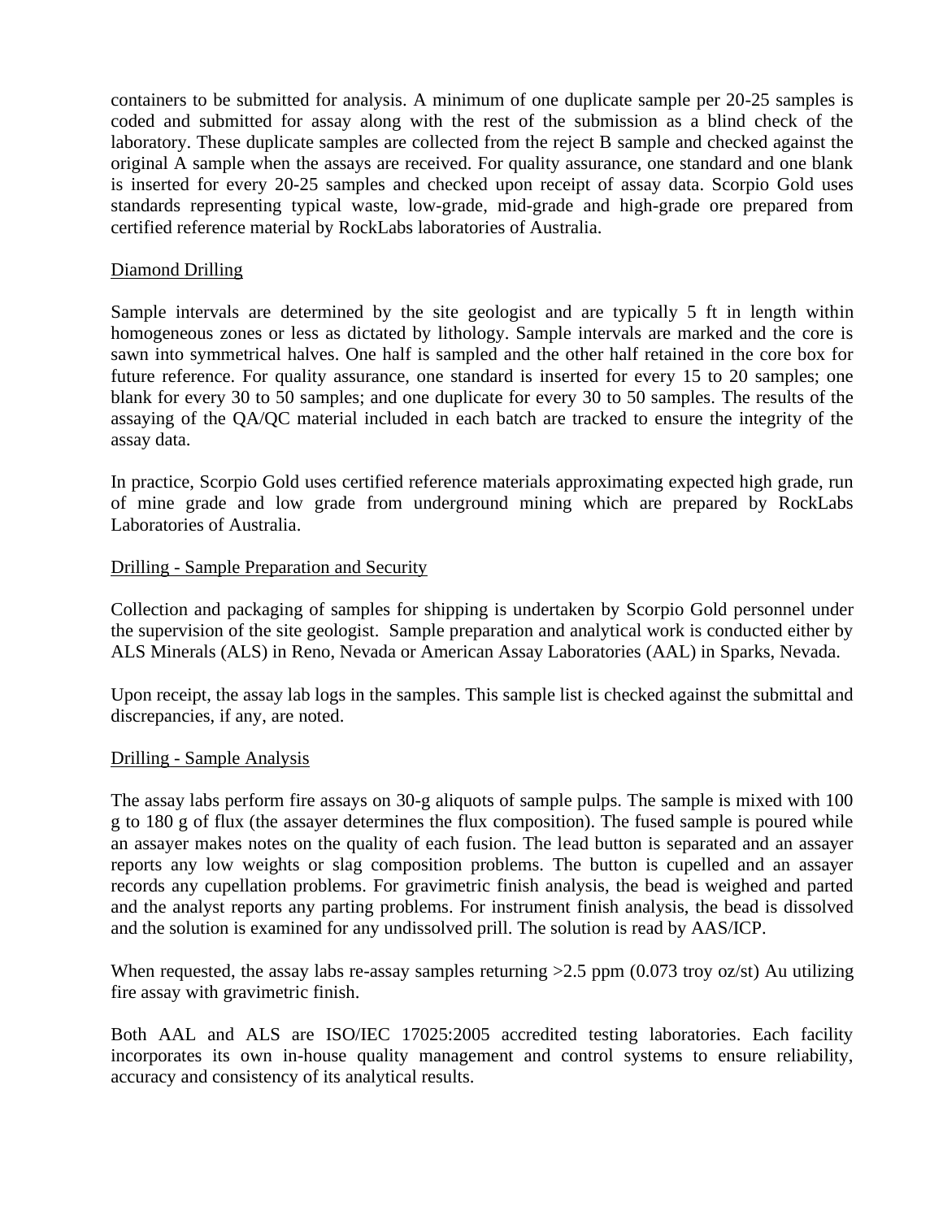containers to be submitted for analysis. A minimum of one duplicate sample per 20-25 samples is coded and submitted for assay along with the rest of the submission as a blind check of the laboratory. These duplicate samples are collected from the reject B sample and checked against the original A sample when the assays are received. For quality assurance, one standard and one blank is inserted for every 20-25 samples and checked upon receipt of assay data. Scorpio Gold uses standards representing typical waste, low-grade, mid-grade and high-grade ore prepared from certified reference material by RockLabs laboratories of Australia.

<u>Diamond Drilling</u>

Sample intervals are determined by the site geologist and are typically 5 ft in length within homogeneous zones or less as dictated by lithology. Sample intervals are marked and the core is sawn into symmetrical halves. One half is sampled and the other half retained in the core box for future reference. For quality assurance, one standard is inserted for every 15 to 20 samples; one blank for every 30 to 50 samples; and one duplicate for every 30 to 50 samples. The results of the assaying of the QA/QC material included in each batch are tracked to ensure the integrity of the assay data.

In practice, Scorpio Gold uses certified reference materials approximating expected high grade, run of mine grade and low grade from underground mining which are prepared by RockLabs Laboratories of Australia.

<u>Drilling - Sample Preparation and Security</u>

Collection and packaging of samples for shipping is undertaken by Scorpio Gold personnel under the supervision of the site geologist. Sample preparation and analytical work is conducted either by ALS Minerals (ALS) in Reno, Nevada or American Assay Laboratories (AAL) in Sparks, Nevada.

Upon receipt, the assay lab logs in the samples. This sample list is checked against the submittal and discrepancies, if any, are noted.

<u>Drilling - Sample Analysis</u>

The assay labs perform fire assays on 30-g aliquots of sample pulps. The sample is mixed with 100 g to 180 g of flux (the assayer determines the flux composition). The fused sample is poured while an assayer makes notes on the quality of each fusion. The lead button is separated and an assayer reports any low weights or slag composition problems. The button is cupelled and an assayer records any cupellation problems. For gravimetric finish analysis, the bead is weighed and parted and the analyst reports any parting problems. For instrument finish analysis, the bead is dissolved and the solution is examined for any undissolved prill. The solution is read by AAS/ICP.

When requested, the assay labs re-assay samples returning >2.5 ppm (0.073 troy oz/st) Au utilizing fire assay with gravimetric finish.

Both AAL and ALS are ISO/IEC 17025:2005 accredited testing laboratories. Each facility incorporates its own in-house quality management and control systems to ensure reliability, accuracy and consistency of its analytical results.